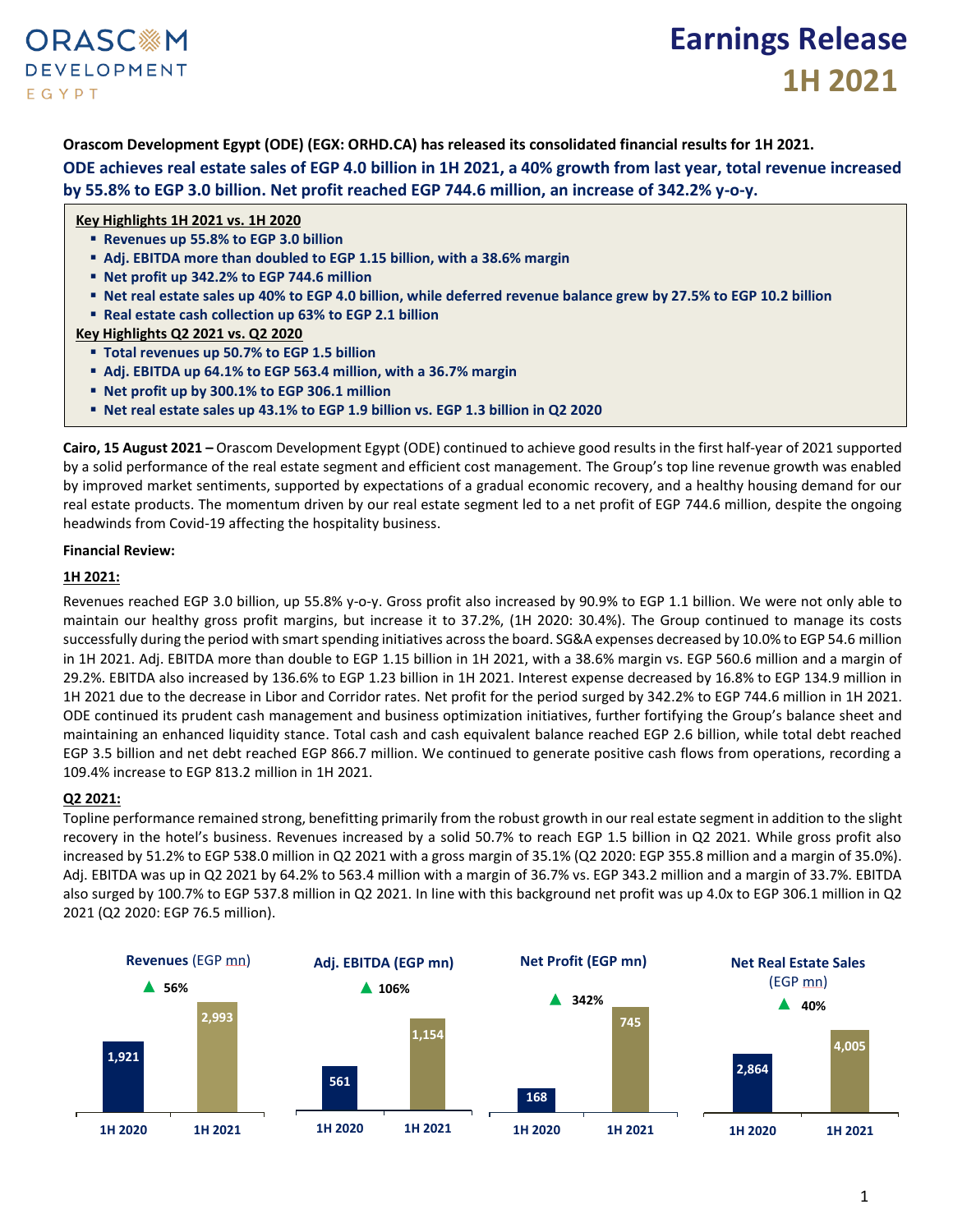# Earnings Release 1H 2021

**Orascom Development Egypt (ODE) (EGX: ORHD.CA) has released its consolidated financial results for 1H 2021.**

**ODE achieves real estate sales of EGP 4.0 billion in 1H 2021, a 40% growth from last year, total revenue increased by 55.8% to EGP 3.0 billion. Net profit reached EGP 744.6 million, an increase of 342.2% y-o-y.**

**Key Highlights 1H 2021 vs. 1H 2020**

- **Revenues up 55.8% to EGP 3.0 billion**
- **Adj. EBITDA more than doubled to EGP 1.15 billion, with a 38.6% margin**
- **Net profit up 342.2% to EGP 744.6 million**
- **Net real estate sales up 40% to EGP 4.0 billion, while deferred revenue balance grew by 27.5% to EGP 10.2 billion**
- **Real estate cash collection up 63% to EGP 2.1 billion**

**Key Highlights Q2 2021 vs. Q2 2020**

- **Total revenues up 50.7% to EGP 1.5 billion**
- **Adj. EBITDA up 64.1% to EGP 563.4 million, with a 36.7% margin**
- **Net profit up by 300.1% to EGP 306.1 million**
- **Net real estate sales up 43.1% to EGP 1.9 billion vs. EGP 1.3 billion in Q2 2020**

**Cairo, 15 August 2021 –** Orascom Development Egypt (ODE) continued to achieve good results in the first half-year of 2021 supported by a solid performance of the real estate segment and efficient cost management. The Group's top line revenue growth was enabled by improved market sentiments, supported by expectations of a gradual economic recovery, and a healthy housing demand for our real estate products. The momentum driven by our real estate segment led to a net profit of EGP 744.6 million, despite the ongoing headwinds from Covid-19 affecting the hospitality business.

**Financial Review:**

**1H 2021:**

Revenues reached EGP 3.0 billion, up 55.8% y-o-y. Gross profit also increased by 90.9% to EGP 1.1 billion. We were not only able to maintain our healthy gross profit margins, but increase it to 37.2%, (1H 2020: 30.4%). The Group continued to manage its costs successfully during the period with smart spending initiatives across the board. SG&A expenses decreased by 10.0% to EGP 54.6 million in 1H 2021. Adj. EBITDA more than double to EGP 1.15 billion in 1H 2021, with a 38.6% margin vs. EGP 560.6 million and a margin of 29.2%. EBITDA also increased by 136.6% to EGP 1.23 billion in 1H 2021. Interest expense decreased by 16.8% to EGP 134.9 million in 1H 2021 due to the decrease in Libor and Corridor rates. Net profit for the period surged by 342.2% to EGP 744.6 million in 1H 2021. ODE continued its prudent cash management and business optimization initiatives, further fortifying the Group's balance sheet and maintaining an enhanced liquidity stance. Total cash and cash equivalent balance reached EGP 2.6 billion, while total debt reached EGP 3.5 billion and net debt reached EGP 866.7 million. We continued to generate positive cash flows from operations, recording a 109.4% increase to EGP 813.2 million in 1H 2021.

**Q2 2021:**

Topline performance remained strong, benefitting primarily from the robust growth in our real estate segment in addition to the slight recovery in the hotel's business. Revenues increased by a solid 50.7% to reach EGP 1.5 billion in Q2 2021. While gross profit also increased by 51.2% to EGP 538.0 million in Q2 2021 with a gross margin of 35.1% (Q2 2020: EGP 355.8 million and a margin of 35.0%). Adj. EBITDA was up in Q2 2021 by 64.2% to 563.4 million with a margin of 36.7% vs. EGP 343.2 million and a margin of 33.7%. EBITDA also surged by 100.7% to EGP 537.8 million in Q2 2021. In line with this background net profit was up 4.0x to EGP 306.1 million in Q2 2021 (Q2 2020: EGP 76.5 million).

| | Revenues (EGP mn) | Adj. EBITDA (EGP mn) | Net Profit (EGP mn) | Net Real Estate Sales (EGP mn) |
|---|---|---|---|---|
| 1H 2020 | 1,921 | 561 | 168 | 2,864 |
| 1H 2021 | 2,993 | 1,154 | 745 | 4,005 |
| Change | ▲ 56% | ▲ 106% | ▲ 342% | ▲ 40% |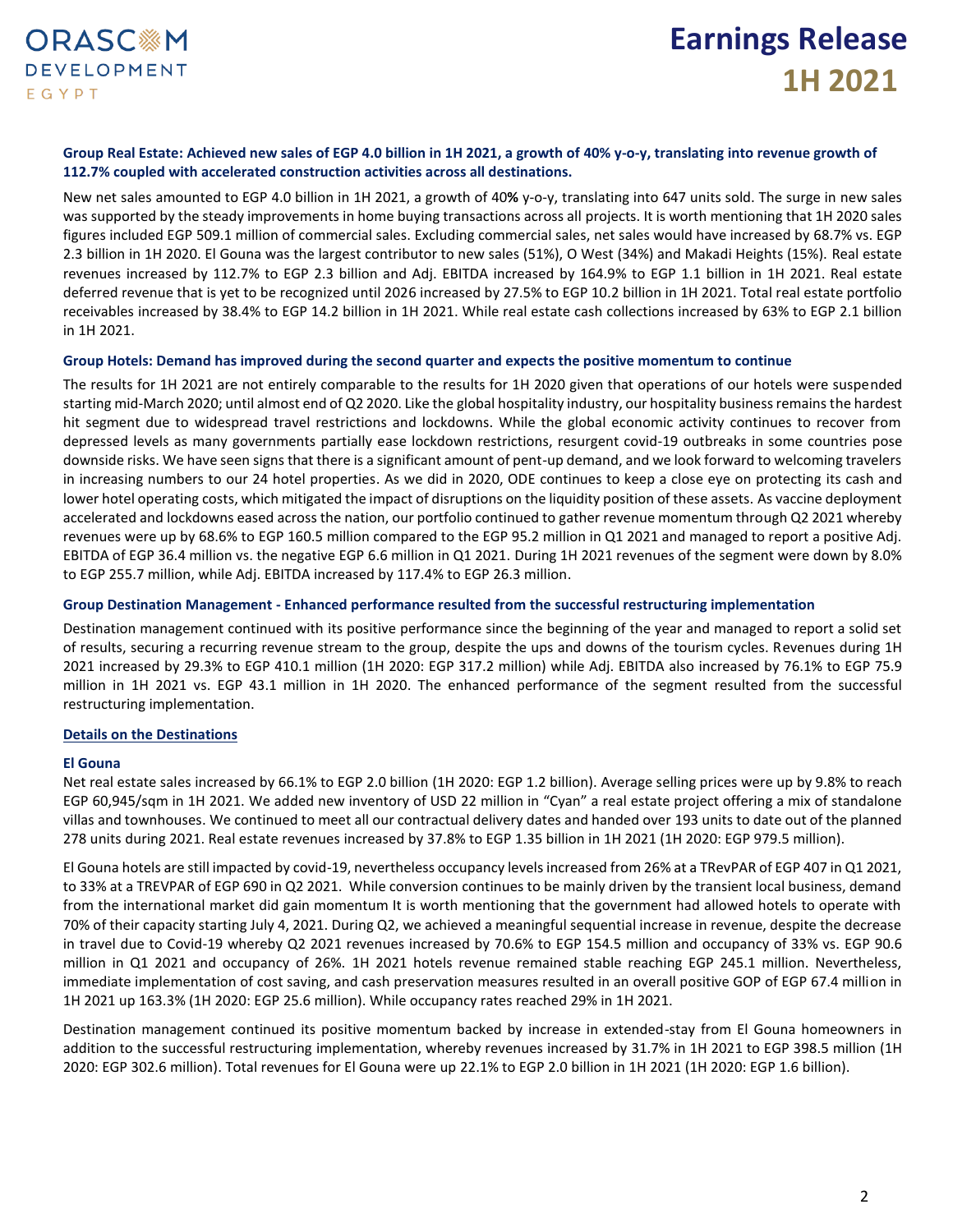**Group Real Estate: Achieved new sales of EGP 4.0 billion in 1H 2021, a growth of 40% y-o-y, translating into revenue growth of 112.7% coupled with accelerated construction activities across all destinations.**

New net sales amounted to EGP 4.0 billion in 1H 2021, a growth of 40**%** y-o-y, translating into 647 units sold. The surge in new sales was supported by the steady improvements in home buying transactions across all projects. It is worth mentioning that 1H 2020 sales figures included EGP 509.1 million of commercial sales. Excluding commercial sales, net sales would have increased by 68.7% vs. EGP 2.3 billion in 1H 2020. El Gouna was the largest contributor to new sales (51%), O West (34%) and Makadi Heights (15%). Real estate revenues increased by 112.7% to EGP 2.3 billion and Adj. EBITDA increased by 164.9% to EGP 1.1 billion in 1H 2021. Real estate deferred revenue that is yet to be recognized until 2026 increased by 27.5% to EGP 10.2 billion in 1H 2021. Total real estate portfolio receivables increased by 38.4% to EGP 14.2 billion in 1H 2021. While real estate cash collections increased by 63% to EGP 2.1 billion in 1H 2021.

**Group Hotels: Demand has improved during the second quarter and expects the positive momentum to continue**

The results for 1H 2021 are not entirely comparable to the results for 1H 2020 given that operations of our hotels were suspended starting mid-March 2020; until almost end of Q2 2020. Like the global hospitality industry, our hospitality business remains the hardest hit segment due to widespread travel restrictions and lockdowns. While the global economic activity continues to recover from depressed levels as many governments partially ease lockdown restrictions, resurgent covid-19 outbreaks in some countries pose downside risks. We have seen signs that there is a significant amount of pent-up demand, and we look forward to welcoming travelers in increasing numbers to our 24 hotel properties. As we did in 2020, ODE continues to keep a close eye on protecting its cash and lower hotel operating costs, which mitigated the impact of disruptions on the liquidity position of these assets. As vaccine deployment accelerated and lockdowns eased across the nation, our portfolio continued to gather revenue momentum through Q2 2021 whereby revenues were up by 68.6% to EGP 160.5 million compared to the EGP 95.2 million in Q1 2021 and managed to report a positive Adj. EBITDA of EGP 36.4 million vs. the negative EGP 6.6 million in Q1 2021. During 1H 2021 revenues of the segment were down by 8.0% to EGP 255.7 million, while Adj. EBITDA increased by 117.4% to EGP 26.3 million.

**Group Destination Management - Enhanced performance resulted from the successful restructuring implementation**

Destination management continued with its positive performance since the beginning of the year and managed to report a solid set of results, securing a recurring revenue stream to the group, despite the ups and downs of the tourism cycles. Revenues during 1H 2021 increased by 29.3% to EGP 410.1 million (1H 2020: EGP 317.2 million) while Adj. EBITDA also increased by 76.1% to EGP 75.9 million in 1H 2021 vs. EGP 43.1 million in 1H 2020. The enhanced performance of the segment resulted from the successful restructuring implementation.

## Details on the Destinations

### El Gouna

Net real estate sales increased by 66.1% to EGP 2.0 billion (1H 2020: EGP 1.2 billion). Average selling prices were up by 9.8% to reach EGP 60,945/sqm in 1H 2021. We added new inventory of USD 22 million in "Cyan" a real estate project offering a mix of standalone villas and townhouses. We continued to meet all our contractual delivery dates and handed over 193 units to date out of the planned 278 units during 2021. Real estate revenues increased by 37.8% to EGP 1.35 billion in 1H 2021 (1H 2020: EGP 979.5 million).

El Gouna hotels are still impacted by covid-19, nevertheless occupancy levels increased from 26% at a TRevPAR of EGP 407 in Q1 2021, to 33% at a TREVPAR of EGP 690 in Q2 2021. While conversion continues to be mainly driven by the transient local business, demand from the international market did gain momentum It is worth mentioning that the government had allowed hotels to operate with 70% of their capacity starting July 4, 2021. During Q2, we achieved a meaningful sequential increase in revenue, despite the decrease in travel due to Covid-19 whereby Q2 2021 revenues increased by 70.6% to EGP 154.5 million and occupancy of 33% vs. EGP 90.6 million in Q1 2021 and occupancy of 26%. 1H 2021 hotels revenue remained stable reaching EGP 245.1 million. Nevertheless, immediate implementation of cost saving, and cash preservation measures resulted in an overall positive GOP of EGP 67.4 million in 1H 2021 up 163.3% (1H 2020: EGP 25.6 million). While occupancy rates reached 29% in 1H 2021.

Destination management continued its positive momentum backed by increase in extended-stay from El Gouna homeowners in addition to the successful restructuring implementation, whereby revenues increased by 31.7% in 1H 2021 to EGP 398.5 million (1H 2020: EGP 302.6 million). Total revenues for El Gouna were up 22.1% to EGP 2.0 billion in 1H 2021 (1H 2020: EGP 1.6 billion).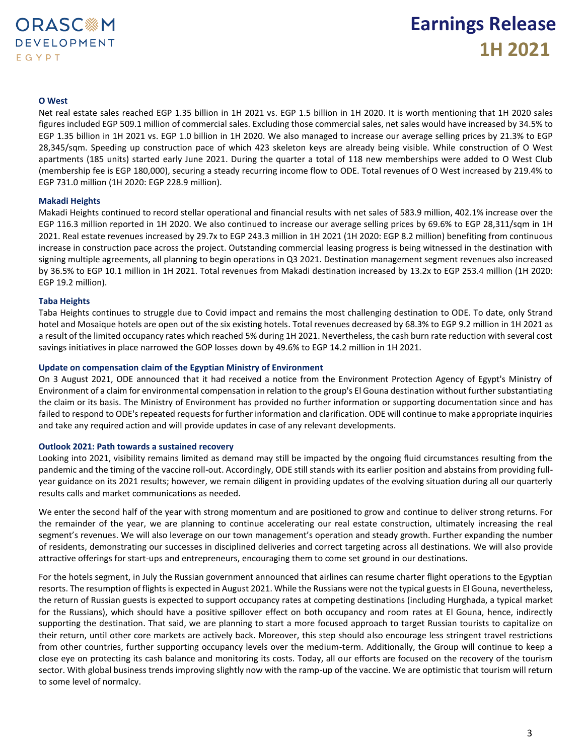### O West

Net real estate sales reached EGP 1.35 billion in 1H 2021 vs. EGP 1.5 billion in 1H 2020. It is worth mentioning that 1H 2020 sales figures included EGP 509.1 million of commercial sales. Excluding those commercial sales, net sales would have increased by 34.5% to EGP 1.35 billion in 1H 2021 vs. EGP 1.0 billion in 1H 2020. We also managed to increase our average selling prices by 21.3% to EGP 28,345/sqm. Speeding up construction pace of which 423 skeleton keys are already being visible. While construction of O West apartments (185 units) started early June 2021. During the quarter a total of 118 new memberships were added to O West Club (membership fee is EGP 180,000), securing a steady recurring income flow to ODE. Total revenues of O West increased by 219.4% to EGP 731.0 million (1H 2020: EGP 228.9 million).

### Makadi Heights

Makadi Heights continued to record stellar operational and financial results with net sales of 583.9 million, 402.1% increase over the EGP 116.3 million reported in 1H 2020. We also continued to increase our average selling prices by 69.6% to EGP 28,311/sqm in 1H 2021. Real estate revenues increased by 29.7x to EGP 243.3 million in 1H 2021 (1H 2020: EGP 8.2 million) benefiting from continuous increase in construction pace across the project. Outstanding commercial leasing progress is being witnessed in the destination with signing multiple agreements, all planning to begin operations in Q3 2021. Destination management segment revenues also increased by 36.5% to EGP 10.1 million in 1H 2021. Total revenues from Makadi destination increased by 13.2x to EGP 253.4 million (1H 2020: EGP 19.2 million).

### Taba Heights

Taba Heights continues to struggle due to Covid impact and remains the most challenging destination to ODE. To date, only Strand hotel and Mosaique hotels are open out of the six existing hotels. Total revenues decreased by 68.3% to EGP 9.2 million in 1H 2021 as a result of the limited occupancy rates which reached 5% during 1H 2021. Nevertheless, the cash burn rate reduction with several cost savings initiatives in place narrowed the GOP losses down by 49.6% to EGP 14.2 million in 1H 2021.

### Update on compensation claim of the Egyptian Ministry of Environment

On 3 August 2021, ODE announced that it had received a notice from the Environment Protection Agency of Egypt's Ministry of Environment of a claim for environmental compensation in relation to the group's El Gouna destination without further substantiating the claim or its basis. The Ministry of Environment has provided no further information or supporting documentation since and has failed to respond to ODE's repeated requests for further information and clarification. ODE will continue to make appropriate inquiries and take any required action and will provide updates in case of any relevant developments.

### Outlook 2021: Path towards a sustained recovery

Looking into 2021, visibility remains limited as demand may still be impacted by the ongoing fluid circumstances resulting from the pandemic and the timing of the vaccine roll-out. Accordingly, ODE still stands with its earlier position and abstains from providing full-year guidance on its 2021 results; however, we remain diligent in providing updates of the evolving situation during all our quarterly results calls and market communications as needed.

We enter the second half of the year with strong momentum and are positioned to grow and continue to deliver strong returns. For the remainder of the year, we are planning to continue accelerating our real estate construction, ultimately increasing the real segment's revenues. We will also leverage on our town management's operation and steady growth. Further expanding the number of residents, demonstrating our successes in disciplined deliveries and correct targeting across all destinations. We will also provide attractive offerings for start-ups and entrepreneurs, encouraging them to come set ground in our destinations.

For the hotels segment, in July the Russian government announced that airlines can resume charter flight operations to the Egyptian resorts. The resumption of flights is expected in August 2021. While the Russians were not the typical guests in El Gouna, nevertheless, the return of Russian guests is expected to support occupancy rates at competing destinations (including Hurghada, a typical market for the Russians), which should have a positive spillover effect on both occupancy and room rates at El Gouna, hence, indirectly supporting the destination. That said, we are planning to start a more focused approach to target Russian tourists to capitalize on their return, until other core markets are actively back. Moreover, this step should also encourage less stringent travel restrictions from other countries, further supporting occupancy levels over the medium-term. Additionally, the Group will continue to keep a close eye on protecting its cash balance and monitoring its costs. Today, all our efforts are focused on the recovery of the tourism sector. With global business trends improving slightly now with the ramp-up of the vaccine. We are optimistic that tourism will return to some level of normalcy.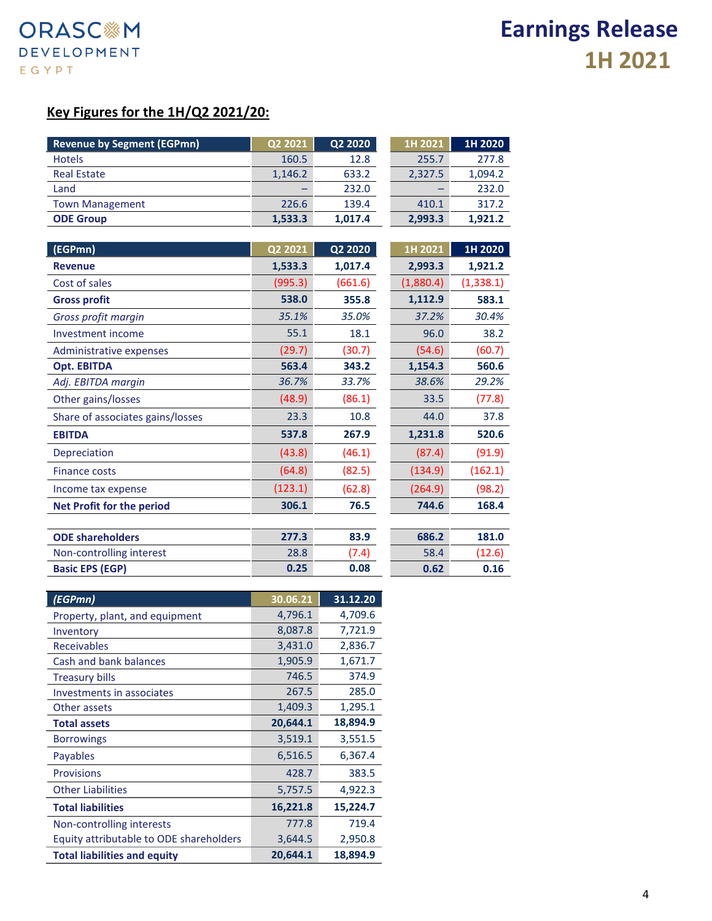## Key Figures for the 1H/Q2 2021/20:

| Revenue by Segment (EGPmn) | Q2 2021 | Q2 2020 | 1H 2021 | 1H 2020 |
|---|---|---|---|---|
| Hotels | 160.5 | 12.8 | 255.7 | 277.8 |
| Real Estate | 1,146.2 | 633.2 | 2,327.5 | 1,094.2 |
| Land | – | 232.0 | – | 232.0 |
| Town Management | 226.6 | 139.4 | 410.1 | 317.2 |
| **ODE Group** | **1,533.3** | **1,017.4** | **2,993.3** | **1,921.2** |

| (EGPmn) | Q2 2021 | Q2 2020 | 1H 2021 | 1H 2020 |
|---|---|---|---|---|
| **Revenue** | **1,533.3** | **1,017.4** | **2,993.3** | **1,921.2** |
| Cost of sales | (995.3) | (661.6) | (1,880.4) | (1,338.1) |
| **Gross profit** | **538.0** | **355.8** | **1,112.9** | **583.1** |
| *Gross profit margin* | *35.1%* | *35.0%* | *37.2%* | *30.4%* |
| Investment income | 55.1 | 18.1 | 96.0 | 38.2 |
| Administrative expenses | (29.7) | (30.7) | (54.6) | (60.7) |
| **Opt. EBITDA** | **563.4** | **343.2** | **1,154.3** | **560.6** |
| *Adj. EBITDA margin* | *36.7%* | *33.7%* | *38.6%* | *29.2%* |
| Other gains/losses | (48.9) | (86.1) | 33.5 | (77.8) |
| Share of associates gains/losses | 23.3 | 10.8 | 44.0 | 37.8 |
| **EBITDA** | **537.8** | **267.9** | **1,231.8** | **520.6** |
| Depreciation | (43.8) | (46.1) | (87.4) | (91.9) |
| Finance costs | (64.8) | (82.5) | (134.9) | (162.1) |
| Income tax expense | (123.1) | (62.8) | (264.9) | (98.2) |
| **Net Profit for the period** | **306.1** | **76.5** | **744.6** | **168.4** |
| | | | | |
| **ODE shareholders** | **277.3** | **83.9** | **686.2** | **181.0** |
| Non-controlling interest | 28.8 | (7.4) | 58.4 | (12.6) |
| **Basic EPS (EGP)** | **0.25** | **0.08** | **0.62** | **0.16** |

| *(EGPmn)* | 30.06.21 | 31.12.20 |
|---|---|---|
| Property, plant, and equipment | 4,796.1 | 4,709.6 |
| Inventory | 8,087.8 | 7,721.9 |
| Receivables | 3,431.0 | 2,836.7 |
| Cash and bank balances | 1,905.9 | 1,671.7 |
| Treasury bills | 746.5 | 374.9 |
| Investments in associates | 267.5 | 285.0 |
| Other assets | 1,409.3 | 1,295.1 |
| **Total assets** | **20,644.1** | **18,894.9** |
| Borrowings | 3,519.1 | 3,551.5 |
| Payables | 6,516.5 | 6,367.4 |
| Provisions | 428.7 | 383.5 |
| Other Liabilities | 5,757.5 | 4,922.3 |
| **Total liabilities** | **16,221.8** | **15,224.7** |
| Non-controlling interests | 777.8 | 719.4 |
| Equity attributable to ODE shareholders | 3,644.5 | 2,950.8 |
| **Total liabilities and equity** | **20,644.1** | **18,894.9** |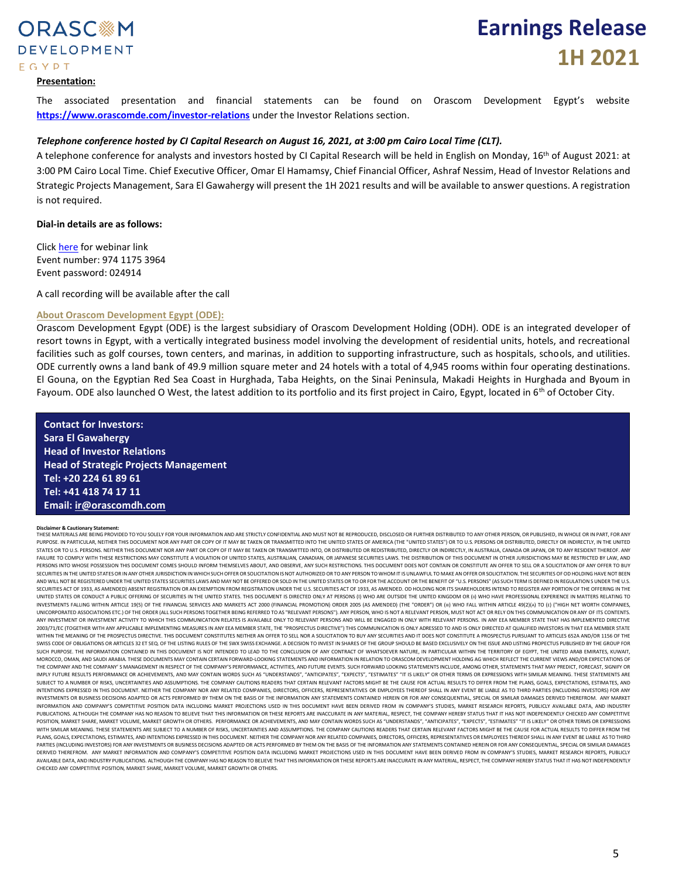**Presentation:**

The associated presentation and financial statements can be found on Orascom Development Egypt's website **https://www.orascomde.com/investor-relations** under the Investor Relations section.

***Telephone conference hosted by CI Capital Research on August 16, 2021, at 3:00 pm Cairo Local Time (CLT).***

A telephone conference for analysts and investors hosted by CI Capital Research will be held in English on Monday, 16th of August 2021: at 3:00 PM Cairo Local Time. Chief Executive Officer, Omar El Hamamsy, Chief Financial Officer, Ashraf Nessim, Head of Investor Relations and Strategic Projects Management, Sara El Gawahergy will present the 1H 2021 results and will be available to answer questions. A registration is not required.

**Dial-in details are as follows:**

Click here for webinar link
Event number: 974 1175 3964
Event password: 024914

A call recording will be available after the call

**About Orascom Development Egypt (ODE):**

Orascom Development Egypt (ODE) is the largest subsidiary of Orascom Development Holding (ODH). ODE is an integrated developer of resort towns in Egypt, with a vertically integrated business model involving the development of residential units, hotels, and recreational facilities such as golf courses, town centers, and marinas, in addition to supporting infrastructure, such as hospitals, schools, and utilities. ODE currently owns a land bank of 49.9 million square meter and 24 hotels with a total of 4,945 rooms within four operating destinations. El Gouna, on the Egyptian Red Sea Coast in Hurghada, Taba Heights, on the Sinai Peninsula, Makadi Heights in Hurghada and Byoum in Fayoum. ODE also launched O West, the latest addition to its portfolio and its first project in Cairo, Egypt, located in 6th of October City.

**Contact for Investors:**
**Sara El Gawahergy**
**Head of Investor Relations**
**Head of Strategic Projects Management**
**Tel: +20 224 61 89 61**
**Tel: +41 418 74 17 11**
**Email: ir@orascomdh.com**

**Disclaimer & Cautionary Statement:**

THESE MATERIALS ARE BEING PROVIDED TO YOU SOLELY FOR YOUR INFORMATION AND ARE STRICTLY CONFIDENTIAL AND MUST NOT BE REPRODUCED, DISCLOSED OR FURTHER DISTRIBUTED TO ANY OTHER PERSON, OR PUBLISHED, IN WHOLE OR IN PART, FOR ANY PURPOSE. IN PARTICULAR, NEITHER THIS DOCUMENT NOR ANY PART OR COPY OF IT MAY BE TAKEN OR TRANSMITTED INTO THE UNITED STATES OF AMERICA (THE "UNITED STATES") OR TO U.S. PERSONS OR DISTRIBUTED, DIRECTLY OR INDIRECTLY, IN THE UNITED STATES OR TO U.S. PERSONS. NEITHER THIS DOCUMENT NOR ANY PART OR COPY OF IT MAY BE TAKEN OR TRANSMITTED INTO, OR DISTRIBUTED OR REDISTRIBUTED, DIRECTLY OR INDIRECTLY, IN AUSTRALIA, CANADA OR JAPAN, OR TO ANY RESIDENT THEREOF. ANY FAILURE TO COMPLY WITH THESE RESTRICTIONS MAY CONSTITUTE A VIOLATION OF UNITED STATES, AUSTRALIAN, CANADIAN, OR JAPANESE SECURITIES LAWS. THE DISTRIBUTION OF THIS DOCUMENT IN OTHER JURISDICTIONS MAY BE RESTRICTED BY LAW, AND PERSONS INTO WHOSE POSSESSION THIS DOCUMENT COMES SHOULD INFORM THEMSELVES ABOUT, AND OBSERVE, ANY SUCH RESTRICTIONS. THIS DOCUMENT DOES NOT CONTAIN OR CONSTITUTE AN OFFER TO SELL OR A SOLICITATION OF ANY OFFER TO BUY SECURITIES IN THE UNITED STATES OR IN ANY OTHER JURISDICTION IN WHICH SUCH OFFER OR SOLICITATION IS NOT AUTHORIZED OR TO ANY PERSON TO WHOM IT IS UNLAWFUL TO MAKE AN OFFER OR SOLICITATION. THE SECURITIES OF OD HOLDING HAVE NOT BEEN AND WILL NOT BE REGISTERED UNDER THE UNITED STATES SECURITIES LAWS AND MAY NOT BE OFFERED OR SOLD IN THE UNITED STATES OR TO OR FOR THE ACCOUNT OR THE BENEFIT OF "U.S. PERSONS" (AS SUCH TERM IS DEFINED IN REGULATION S UNDER THE U.S. SECURITIES ACT OF 1933, AS AMENDED) ABSENT REGISTRATION OR AN EXEMPTION FROM REGISTRATION UNDER THE U.S. SECURITIES ACT OF 1933, AS AMENDED. OD HOLDING NOR ITS SHAREHOLDERS INTEND TO REGISTER ANY PORTION OF THE OFFERING IN THE UNITED STATES OR CONDUCT A PUBLIC OFFERING OF SECURITIES IN THE UNITED STATES. THIS DOCUMENT IS DIRECTED ONLY AT PERSONS (I) WHO ARE OUTSIDE THE UNITED KINGDOM OR (II) WHO HAVE PROFESSIONAL EXPERIENCE IN MATTERS RELATING TO INVESTMENTS FALLING WITHIN ARTICLE 19(5) OF THE FINANCIAL SERVICES AND MARKETS ACT 2000 (FINANCIAL PROMOTION) ORDER 2005 (AS AMENDED) (THE "ORDER") OR (III) WHO FALL WITHIN ARTICLE 49(2)(A) TO (E) ("HIGH NET WORTH COMPANIES, UNINCORPORATED ASSOCIATIONS ETC.) OF THE ORDER (ALL SUCH PERSONS TOGETHER BEING REFERRED TO AS "RELEVANT PERSONS"). ANY PERSON, WHO IS NOT A RELEVANT PERSON, MUST NOT ACT OR RELY ON THIS COMMUNICATION OR ANY OF ITS CONTENTS. ANY INVESTMENT OR INVESTMENT ACTIVITY TO WHICH THIS COMMUNICATION RELATES IS AVAILABLE ONLY TO RELEVANT PERSONS AND WILL BE ENGAGED IN ONLY WITH RELEVANT PERSONS. IN ANY EEA MEMBER STATE THAT HAS IMPLEMENTED DIRECTIVE 2003/71/EC (TOGETHER WITH ANY APPLICABLE IMPLEMENTING MEASURES IN ANY EEA MEMBER STATE, THE "PROSPECTUS DIRECTIVE") THIS COMMUNICATION IS ONLY ADRESSED TO AND IS ONLY DIRECTED AT QUALIFIED INVESTORS IN THAT EEA MEMBER STATE WITHIN THE MEANING OF THE PROSPECTUS DIRECTIVE. THIS DOCUMENT CONSTITUTES NEITHER AN OFFER TO SELL NOR A SOLICITATION TO BUY ANY SECURITIES AND IT DOES NOT CONSTITUTE A PROSPECTUS PURSUANT TO ARTICLES 652A AND/OR 1156 OF THE SWISS CODE OF OBLIGATIONS OR ARTICLES 32 ET SEQ. OF THE LISTING RULES OF THE SWX SWISS EXCHANGE. A DECISION TO INVEST IN SHARES OF THE GROUP SHOULD BE BASED EXCLUSIVELY ON THE ISSUE AND LISTING PROPECTUS PUBLISHED BY THE GROUP FOR SUCH PURPOSE. THE INFORMATION CONTAINED IN THIS DOCUMENT IS NOT INTENDED TO LEAD TO THE CONCLUSION OF ANY CONTRACT OF WHATSOEVER NATURE, IN PARTICULAR WITHIN THE TERRITORY OF EGYPT, THE UNITED ARAB EMIRATES, KUWAIT, MOROCCO, OMAN, AND SAUDI ARABIA. THESE DOCUMENTS MAY CONTAIN CERTAIN FORWARD-LOOKING STATEMENTS AND INFORMATION IN RELATION TO ORASCOM DEVELOPMENT HOLDING AG WHICH REFLECT THE CURRENT VIEWS AND/OR EXPECTATIONS OF THE COMPANY AND THE COMPANY' S MANAGEMENT IN RESPECT OF THE COMPANY'S PERFORMANCE, ACTIVITIES, AND FUTURE EVENTS. SUCH FORWARD LOOKING STATEMENTS INCLUDE, AMONG OTHER, STATEMENTS THAT MAY PREDICT, FORECAST, SIGNIFY OR IMPLY FUTURE RESULTS PERFORMANCE OR ACHIEVEMENTS, AND MAY CONTAIN WORDS SUCH AS "UNDERSTANDS", "ANTICIPATES", "EXPECTS", "ESTIMATES" "IT IS LIKELY" OR OTHER TERMS OR EXPRESSIONS WITH SIMILAR MEANING. THESE STATEMENTS ARE SUBJECT TO A NUMBER OF RISKS, UNCERTAINTIES AND ASSUMPTIONS. THE COMPANY CAUTIONS READERS THAT CERTAIN RELEVANT FACTORS MIGHT BE THE CAUSE FOR ACTUAL RESULTS TO DIFFER FROM THE PLANS, GOALS, EXPECTATIONS, ESTIMATES, AND INTENTIONS EXPRESSED IN THIS DOCUMENT. NEITHER THE COMPANY NOR ANY RELATED COMPANIES, DIRECTORS, OFFICERS, REPRESENTATIVES OR EMPLOYEES THEREOF SHALL IN ANY EVENT BE LIABLE AS TO THIRD PARTIES (INCLUDING INVESTORS) FOR ANY INVESTMENTS OR BUSINESS DECISIONS ADAPTED OR ACTS PERFORMED BY THEM ON THE BASIS OF THE INFORMATION ANY STATEMENTS CONTAINED HEREIN OR FOR ANY CONSEQUENTIAL, SPECIAL OR SIMILAR DAMAGES DERIVED THEREFROM. ANY MARKET INFORMATION AND COMPANY'S COMPETITIVE POSITION DATA INCLUDING MARKET PROJECTIONS USED IN THIS DOCUMENT HAVE BEEN DERIVED FROM IN COMPANY'S STUDIES, MARKET RESEARCH REPORTS, PUBLICLY AVAILABLE DATA, AND INDUSTRY PUBLICATIONS. ALTHOUGH THE COMPANY HAS NO REASON TO BELIEVE THAT THIS INFORMATION OR THESE REPORTS ARE INACCURATE IN ANY MATERIAL, RESPECT, THE COMPANY HEREBY STATUS THAT IT HAS NOT INDEPENDENTLY CHECKED ANY COMPETITIVE POSITION, MARKET SHARE, MARKET VOLUME, MARKET GROWTH OR OTHERS. PERFORMANCE OR ACHIEVEMENTS, AND MAY CONTAIN WORDS SUCH AS "UNDERSTANDS", "ANTICIPATES", "EXPECTS", "ESTIMATES" "IT IS LIKELY" OR OTHER TERMS OR EXPRESSIONS WITH SIMILAR MEANING. THESE STATEMENTS ARE SUBJECT TO A NUMBER OF RISKS, UNCERTAINTIES AND ASSUMPTIONS. THE COMPANY CAUTIONS READERS THAT CERTAIN RELEVANT FACTORS MIGHT BE THE CAUSE FOR ACTUAL RESULTS TO DIFFER FROM THE PLANS, GOALS, EXPECTATIONS, ESTIMATES, AND INTENTIONS EXPRESSED IN THIS DOCUMENT. NEITHER THE COMPANY NOR ANY RELATED COMPANIES, DIRECTORS, OFFICERS, REPRESENTATIVES OR EMPLOYEES THEREOF SHALL IN ANY EVENT BE LIABLE AS TO THIRD PARTIES (INCLUDING INVESTORS) FOR ANY INVESTMENTS OR BUSINESS DECISIONS ADAPTED OR ACTS PERFORMED BY THEM ON THE BASIS OF THE INFORMATION ANY STATEMENTS CONTAINED HEREIN OR FOR ANY CONSEQUENTIAL, SPECIAL OR SIMILAR DAMAGES DERIVED THEREFROM. ANY MARKET INFORMATION AND COMPANY'S COMPETITIVE POSITION DATA INCLUDING MARKET PROJECTIONS USED IN THIS DOCUMENT HAVE BEEN DERIVED FROM IN COMPANY'S STUDIES, MARKET RESEARCH REPORTS, PUBLICLY AVAILABLE DATA, AND INDUSTRY PUBLICATIONS. ALTHOUGH THE COMPANY HAS NO REASON TO BELIEVE THAT THIS INFORMATION OR THESE REPORTS ARE INACCURATE IN ANY MATERIAL, RESPECT, THE COMPANY HEREBY STATUS THAT IT HAS NOT INDEPENDENTLY CHECKED ANY COMPETITIVE POSITION, MARKET SHARE, MARKET VOLUME, MARKET GROWTH OR OTHERS.